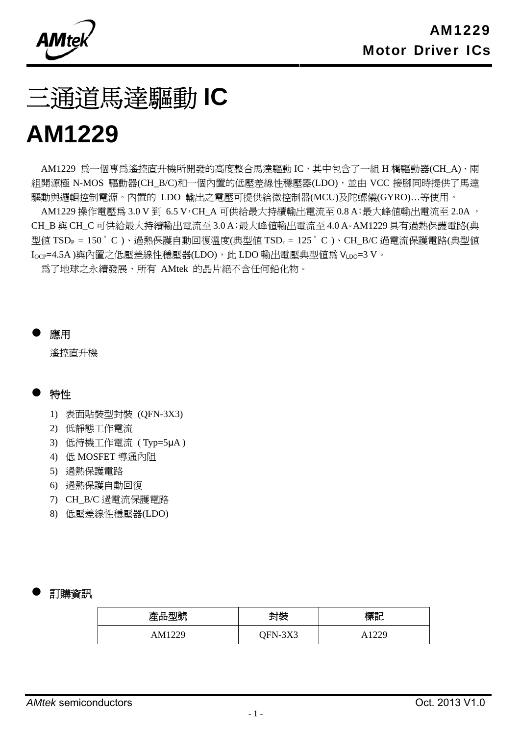# 三通道馬達驅動 IC

# AM1229

AM1229 爲一個專爲遙控直升機所開發的高度整合馬達驅動 IC，其中包含了一組 H 橋驅動器(CH_A)、兩組開源極 N-MOS 驅動器(CH_B/C)和一個內置的低壓差線性穩壓器(LDO)，並由 VCC 接腳同時提供了馬達驅動與邏輯控制電源。內置的 LDO 輸出之電壓可提供給微控制器(MCU)及陀螺儀(GYRO)…等使用。

AM1229 操作電壓爲 3.0 V 到 6.5 V，CH_A 可供給最大持續輸出電流至 0.8 A；最大峰值輸出電流至 2.0A，CH_B 與 CH_C 可供給最大持續輸出電流至 3.0 A；最大峰值輸出電流至 4.0 A。AM1229 具有過熱保護電路(典型值 $TSD_P$ = 150°C)、過熱保護自動回復溫度(典型值 $TSD_r$ = 125°C)、CH_B/C 過電流保護電路(典型值 $I_{OCP}$=4.5A)與內置之低壓差線性穩壓器(LDO)，此 LDO 輸出電壓典型值爲 $V_{LDO}$=3 V。

爲了地球之永續發展，所有 AMtek 的晶片絕不含任何鉛化物。

## ● 應用

遙控直升機

## ● 特性

1) 表面貼裝型封裝 (QFN-3X3)
2) 低靜態工作電流
3) 低待機工作電流 ( Typ=5μA )
4) 低 MOSFET 導通內阻
5) 過熱保護電路
6) 過熱保護自動回復
7) CH_B/C 過電流保護電路
8) 低壓差線性穩壓器(LDO)

## ● 訂購資訊

| 產品型號 | 封裝 | 標記 |
|---|---|---|
| AM1229 | QFN-3X3 | A1229 |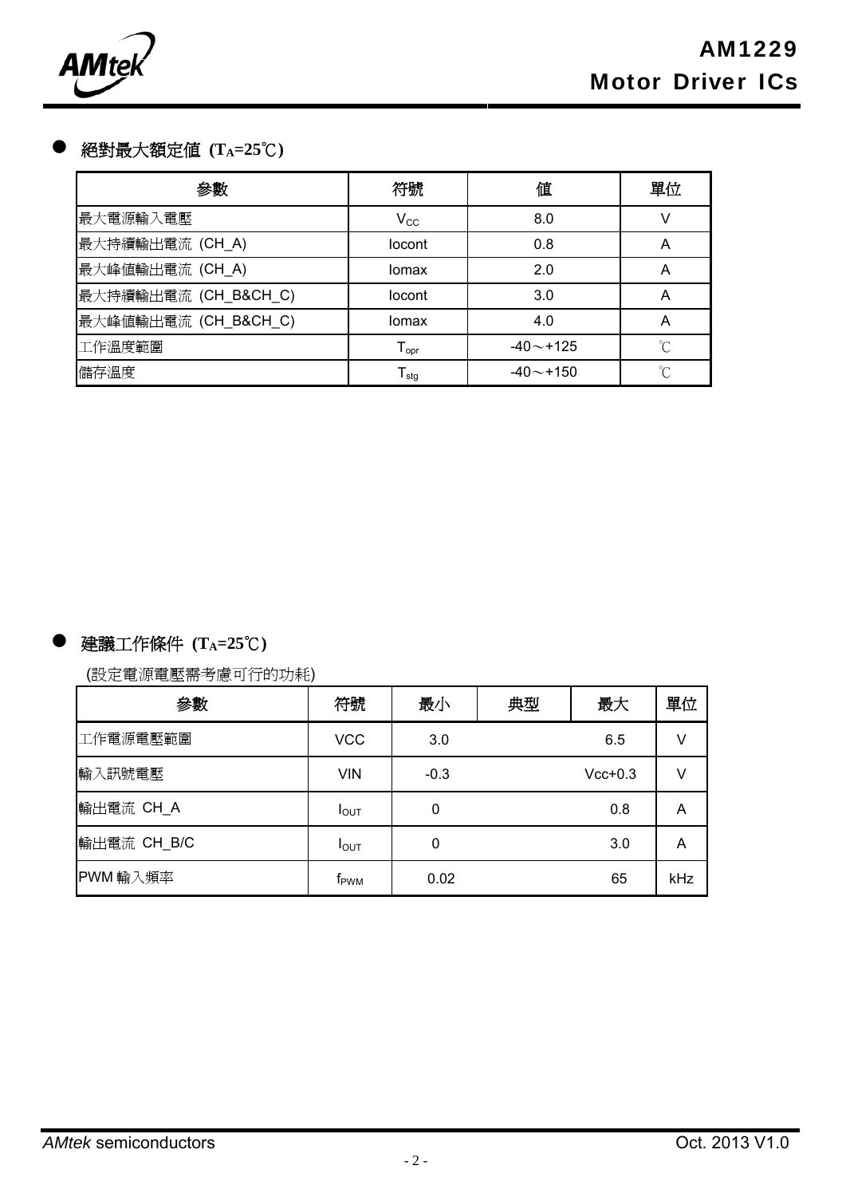## 絕對最大額定值 ($T_A$=25℃)

| 參數 | 符號 | 值 | 單位 |
|---|---|---|---|
| 最大電源輸入電壓 | $V_{CC}$ | 8.0 | V |
| 最大持續輸出電流 (CH_A) | Iocont | 0.8 | A |
| 最大峰值輸出電流 (CH_A) | Iomax | 2.0 | A |
| 最大持續輸出電流 (CH_B&CH_C) | Iocont | 3.0 | A |
| 最大峰值輸出電流 (CH_B&CH_C) | Iomax | 4.0 | A |
| 工作溫度範圍 | $T_{opr}$ | -40～+125 | ℃ |
| 儲存溫度 | $T_{stg}$ | -40～+150 | ℃ |

## 建議工作條件 ($T_A$=25℃)

(設定電源電壓需考慮可行的功耗)

| 參數 | 符號 | 最小 | 典型 | 最大 | 單位 |
|---|---|---|---|---|---|
| 工作電源電壓範圍 | VCC | 3.0 | | 6.5 | V |
| 輸入訊號電壓 | VIN | -0.3 | | Vcc+0.3 | V |
| 輸出電流 CH_A | $I_{OUT}$ | 0 | | 0.8 | A |
| 輸出電流 CH_B/C | $I_{OUT}$ | 0 | | 3.0 | A |
| PWM 輸入頻率 | $f_{PWM}$ | 0.02 | | 65 | kHz |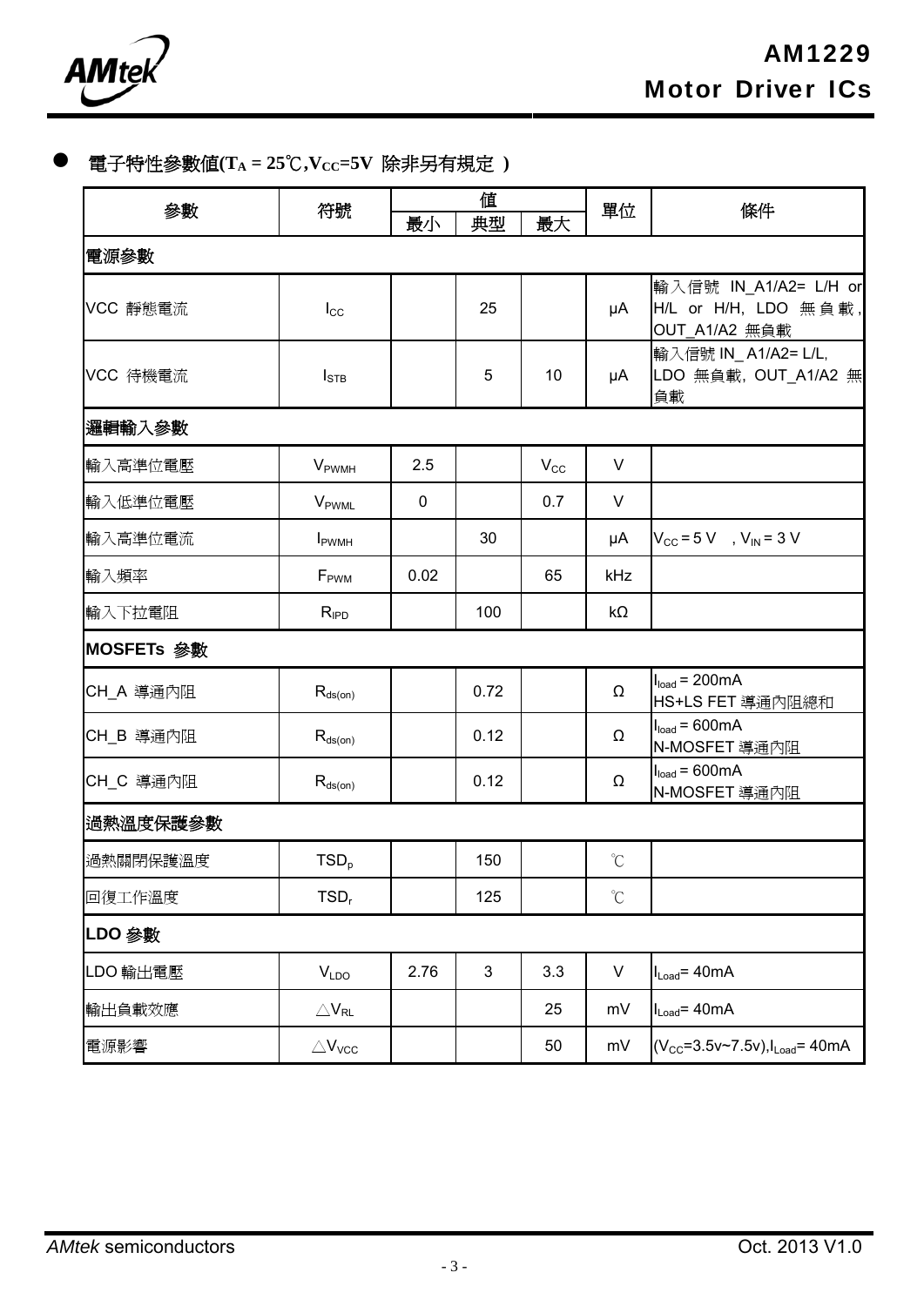## 電子特性參數值($T_A$ = 25℃,$V_{CC}$=5V 除非另有規定 )

| 參數 | 符號 | 值 | | | 單位 | 條件 |
|---|---|---|---|---|---|---|
| | | 最小 | 典型 | 最大 | | |
| **電源參數** | | | | | | |
| VCC 靜態電流 | $I_{CC}$ | | 25 | | μA | 輸入信號 IN_A1/A2= L/H or H/L or H/H, LDO 無負載, OUT_A1/A2 無負載 |
| VCC 待機電流 | $I_{STB}$ | | 5 | 10 | μA | 輸入信號 IN_ A1/A2= L/L, LDO 無負載, OUT_A1/A2 無負載 |
| **邏輯輸入參數** | | | | | | |
| 輸入高準位電壓 | $V_{PWMH}$ | 2.5 | | $V_{CC}$ | V | |
| 輸入低準位電壓 | $V_{PWML}$ | 0 | | 0.7 | V | |
| 輸入高準位電流 | $I_{PWMH}$ | | 30 | | μA | $V_{CC}$ = 5 V , $V_{IN}$ = 3 V |
| 輸入頻率 | $F_{PWM}$ | 0.02 | | 65 | kHz | |
| 輸入下拉電阻 | $R_{IPD}$ | | 100 | | kΩ | |
| **MOSFETs 參數** | | | | | | |
| CH_A 導通內阻 | $R_{ds(on)}$ | | 0.72 | | Ω | $I_{load}$ = 200mA HS+LS FET 導通內阻總和 |
| CH_B 導通內阻 | $R_{ds(on)}$ | | 0.12 | | Ω | $I_{load}$ = 600mA N-MOSFET 導通內阻 |
| CH_C 導通內阻 | $R_{ds(on)}$ | | 0.12 | | Ω | $I_{load}$ = 600mA N-MOSFET 導通內阻 |
| **過熱溫度保護參數** | | | | | | |
| 過熱關閉保護溫度 | $TSD_p$ | | 150 | | ℃ | |
| 回復工作溫度 | $TSD_r$ | | 125 | | ℃ | |
| **LDO 參數** | | | | | | |
| LDO 輸出電壓 | $V_{LDO}$ | 2.76 | 3 | 3.3 | V | $I_{Load}$= 40mA |
| 輸出負載效應 | $\triangle V_{RL}$ | | | 25 | mV | $I_{Load}$= 40mA |
| 電源影響 | $\triangle V_{VCC}$ | | | 50 | mV | ($V_{CC}$=3.5v~7.5v),$I_{Load}$= 40mA |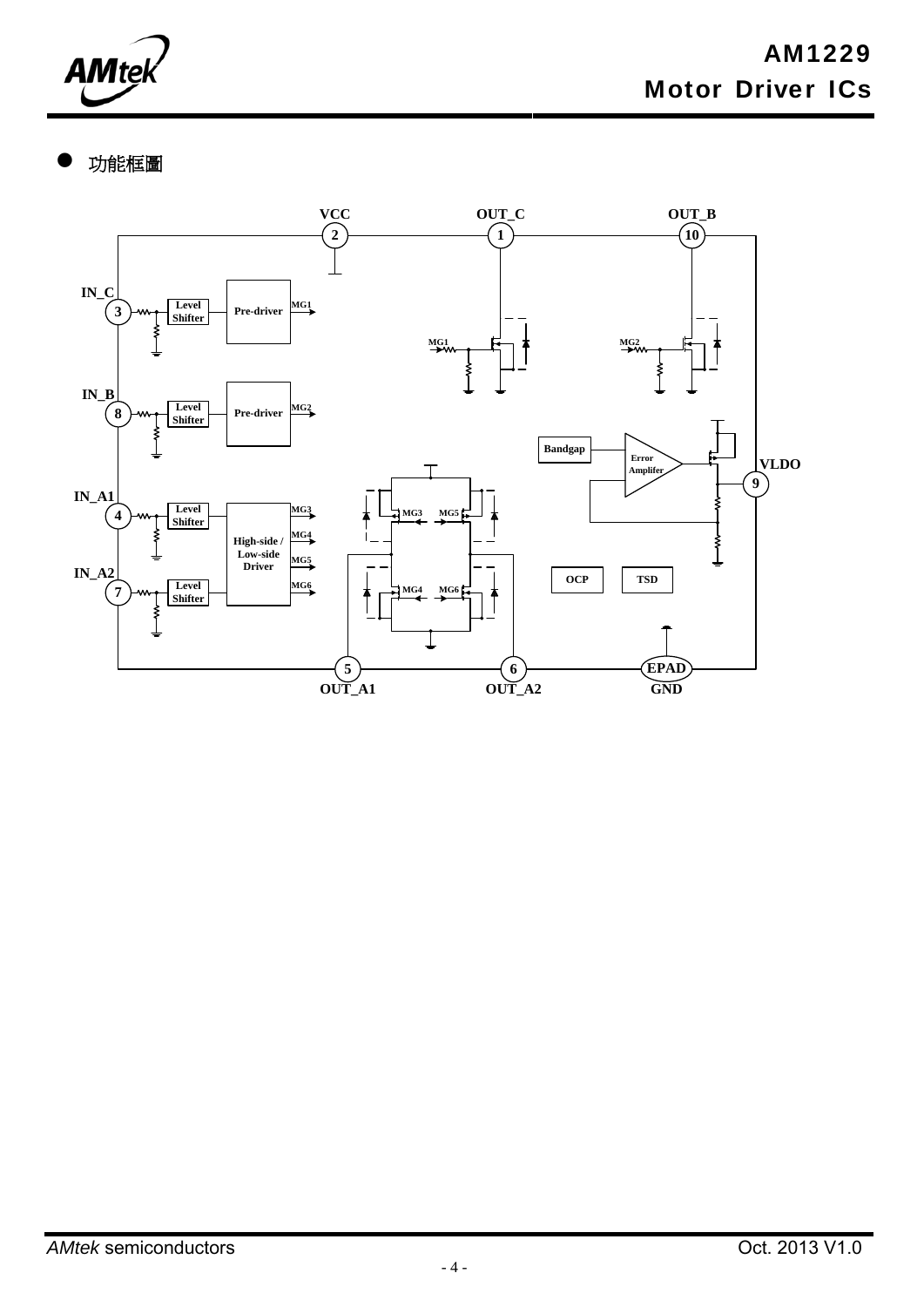- 功能框圖

VCC 2, OUT_C 1, OUT_B 10

IN_C 3 — Level Shifter — Pre-driver — MG1

IN_B 8 — Level Shifter — Pre-driver — MG2

IN_A1 4 — Level Shifter — High-side / Low-side Driver — MG3, MG4, MG5, MG6

IN_A2 7 — Level Shifter

Bandgap, Error Amplifer, VLDO 9

OCP, TSD

OUT_A1 5, OUT_A2 6, EPAD GND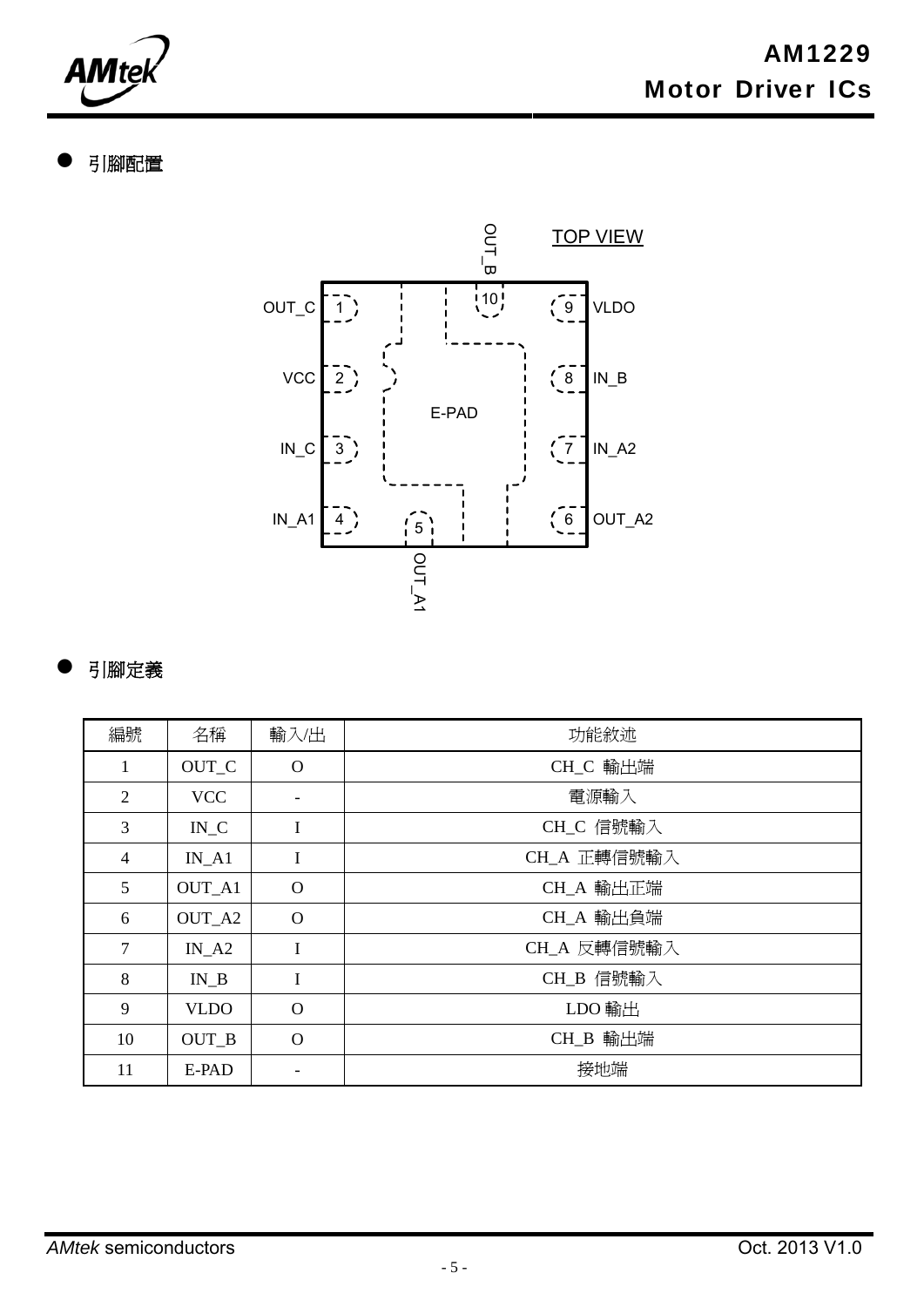## 引腳配置

TOP VIEW

| | | | | |
|---|---|---|---|---|
| OUT_C | 1 | | 9 | VLDO |
| VCC | 2 | E-PAD | 8 | IN_B |
| IN_C | 3 | | 7 | IN_A2 |
| IN_A1 | 4 | | 6 | OUT_A2 |

Pin 5: OUT_A1 (bottom); Pin 10: OUT_B (top)

## 引腳定義

| 編號 | 名稱 | 輸入/出 | 功能敘述 |
|---|---|---|---|
| 1 | OUT_C | O | CH_C 輸出端 |
| 2 | VCC | - | 電源輸入 |
| 3 | IN_C | I | CH_C 信號輸入 |
| 4 | IN_A1 | I | CH_A 正轉信號輸入 |
| 5 | OUT_A1 | O | CH_A 輸出正端 |
| 6 | OUT_A2 | O | CH_A 輸出負端 |
| 7 | IN_A2 | I | CH_A 反轉信號輸入 |
| 8 | IN_B | I | CH_B 信號輸入 |
| 9 | VLDO | O | LDO 輸出 |
| 10 | OUT_B | O | CH_B 輸出端 |
| 11 | E-PAD | - | 接地端 |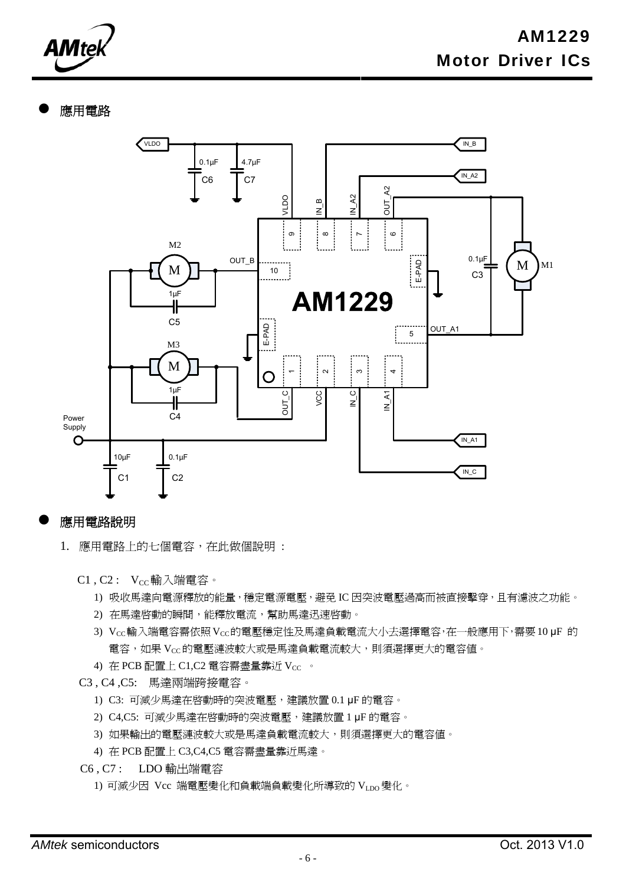- **應用電路**

- **應用電路說明**

1. 應用電路上的七個電容，在此做個說明：

   C1 , C2 : $V_{CC}$ 輸入端電容。

   1) 吸收馬達向電源釋放的能量，穩定電源電壓，避免 IC 因突波電壓過高而被直接擊穿，且有濾波之功能。
   2) 在馬達啓動的瞬間，能釋放電流，幫助馬達迅速啓動。
   3) $V_{CC}$ 輸入端電容需依照 $V_{CC}$ 的電壓穩定性及馬達負載電流大小去選擇電容，在一般應用下，需要 10 µF 的電容，如果 $V_{CC}$ 的電壓漣波較大或是馬達負載電流較大，則須選擇更大的電容值。
   4) 在 PCB 配置上 C1,C2 電容需盡量靠近 $V_{CC}$ 。

   C3 , C4 ,C5: 馬達兩端跨接電容。

   1) C3: 可減少馬達在啓動時的突波電壓，建議放置 0.1 µF 的電容。
   2) C4,C5: 可減少馬達在啓動時的突波電壓，建議放置 1 µF 的電容。
   3) 如果輸出的電壓漣波較大或是馬達負載電流較大，則須選擇更大的電容值。
   4) 在 PCB 配置上 C3,C4,C5 電容需盡量靠近馬達。

   C6 , C7 : LDO 輸出端電容

   1) 可減少因 Vcc 端電壓變化和負載端負載變化所導致的 $V_{LDO}$ 變化。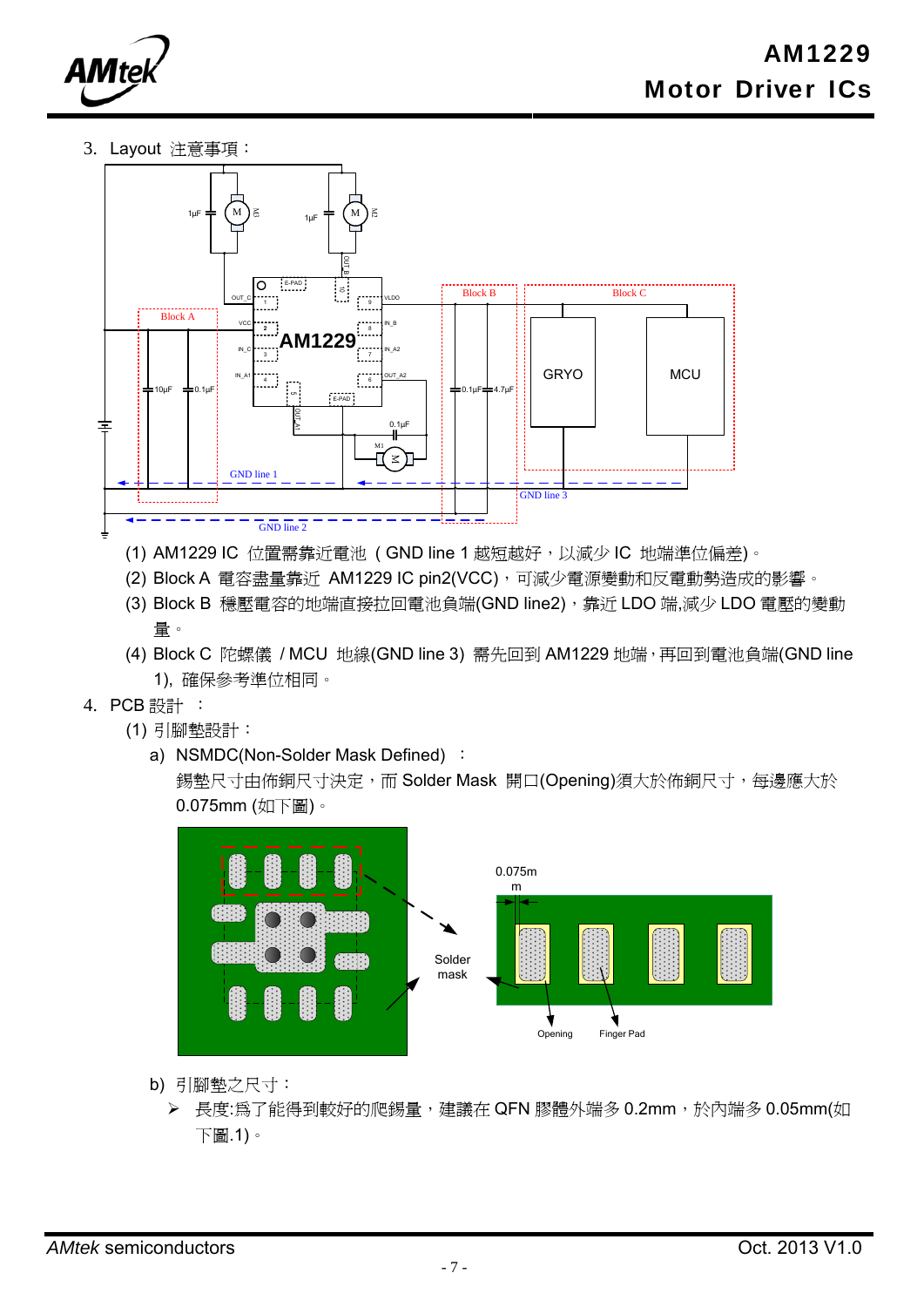3. Layout 注意事項：

(1) AM1229 IC 位置需靠近電池（GND line 1 越短越好，以減少 IC 地端準位偏差)。

(2) Block A 電容盡量靠近 AM1229 IC pin2(VCC)，可減少電源變動和反電動勢造成的影響。

(3) Block B 穩壓電容的地端直接拉回電池負端(GND line2)，靠近 LDO 端,減少 LDO 電壓的變動量。

(4) Block C 陀螺儀 / MCU 地線(GND line 3) 需先回到 AM1229 地端，再回到電池負端(GND line 1), 確保參考準位相同。

4. PCB 設計 ：

(1) 引腳墊設計：

a) NSMDC(Non-Solder Mask Defined) ：

錫墊尺寸由佈銅尺寸決定，而 Solder Mask 開口(Opening)須大於佈銅尺寸，每邊應大於 0.075mm (如下圖)。

b) 引腳墊之尺寸：

➢ 長度:為了能得到較好的爬錫量，建議在 QFN 膠體外端多 0.2mm，於內端多 0.05mm(如下圖.1)。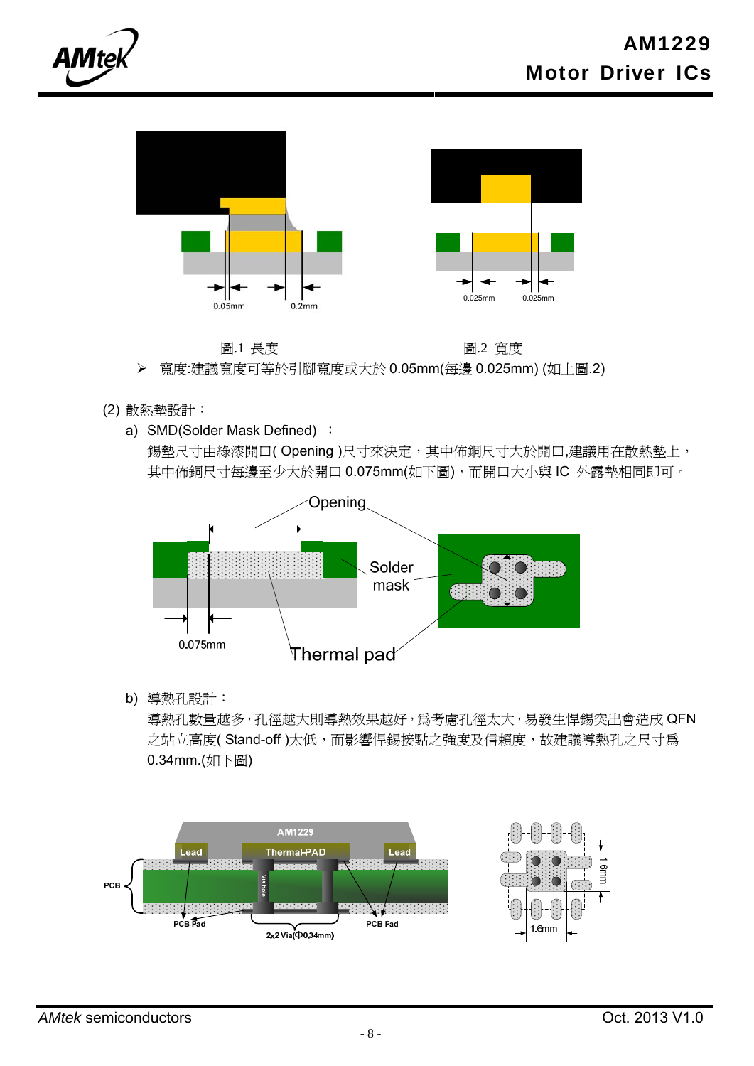0.05mm 0.2mm

0.025mm 0.025mm

圖.1 長度　　　　　　　　　　　　　　圖.2 寬度

➢ 寬度:建議寬度可等於引腳寬度或大於 0.05mm(每邊 0.025mm) (如上圖.2)

(2) 散熱墊設計：

a) SMD(Solder Mask Defined) ：

錫墊尺寸由綠漆開口( Opening )尺寸來決定，其中佈銅尺寸大於開口,建議用在散熱墊上，其中佈銅尺寸每邊至少大於開口 0.075mm(如下圖)，而開口大小與 IC 外露墊相同即可。

Opening

Solder mask

0.075mm

Thermal pad

b) 導熱孔設計：

導熱孔數量越多，孔徑越大則導熱效果越好，為考慮孔徑太大，易發生焊錫突出會造成 QFN 之站立高度( Stand-off )太低，而影響焊錫接點之強度及信賴度，故建議導熱孔之尺寸為 0.34mm.(如下圖)

AM1229

Lead　Thermal-PAD　Lead

PCB　Via hole

PCB Pad　PCB Pad

2x2 Via(Φ0.34mm)

1.6mm

1.6mm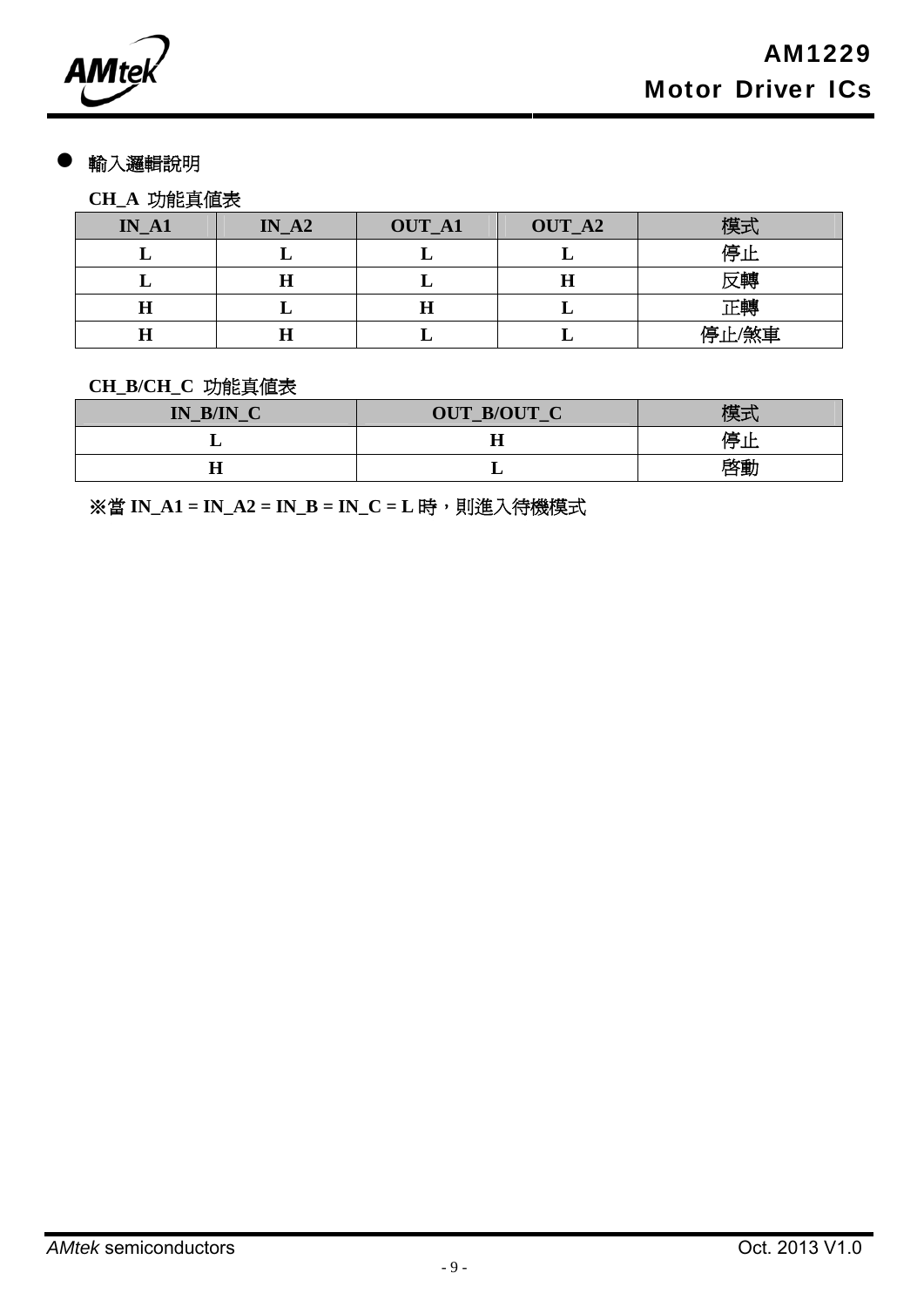- 輸入邏輯說明

**CH_A 功能真值表**

| IN_A1 | IN_A2 | OUT_A1 | OUT_A2 | 模式 |
|---|---|---|---|---|
| L | L | L | L | 停止 |
| L | H | L | H | 反轉 |
| H | L | H | L | 正轉 |
| H | H | L | L | 停止/煞車 |

**CH_B/CH_C 功能真值表**

| IN_B/IN_C | OUT_B/OUT_C | 模式 |
|---|---|---|
| L | H | 停止 |
| H | L | 啓動 |

**※當 IN_A1 = IN_A2 = IN_B = IN_C = L 時，則進入待機模式**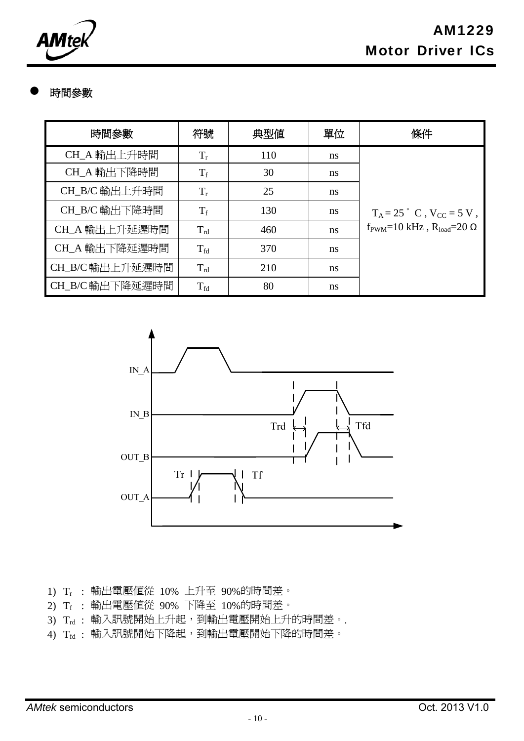- 時間參數

| 時間參數 | 符號 | 典型值 | 單位 | 條件 |
|---|---|---|---|---|
| CH_A 輸出上升時間 | $T_r$ | 110 | ns | $T_A = 25^\circ C$ , $V_{CC} = 5$ V , $f_{PWM}$=10 kHz , $R_{load}$=20 Ω |
| CH_A 輸出下降時間 | $T_f$ | 30 | ns | |
| CH_B/C 輸出上升時間 | $T_r$ | 25 | ns | |
| CH_B/C 輸出下降時間 | $T_f$ | 130 | ns | |
| CH_A 輸出上升延遲時間 | $T_{rd}$ | 460 | ns | |
| CH_A 輸出下降延遲時間 | $T_{fd}$ | 370 | ns | |
| CH_B/C 輸出上升延遲時間 | $T_{rd}$ | 210 | ns | |
| CH_B/C 輸出下降延遲時間 | $T_{fd}$ | 80 | ns | |

1) $T_r$ ： 輸出電壓值從 10% 上升至 90%的時間差。
2) $T_f$ ： 輸出電壓值從 90% 下降至 10%的時間差。
3) $T_{rd}$ ： 輸入訊號開始上升起，到輸出電壓開始上升的時間差。.
4) $T_{fd}$ ： 輸入訊號開始下降起，到輸出電壓開始下降的時間差。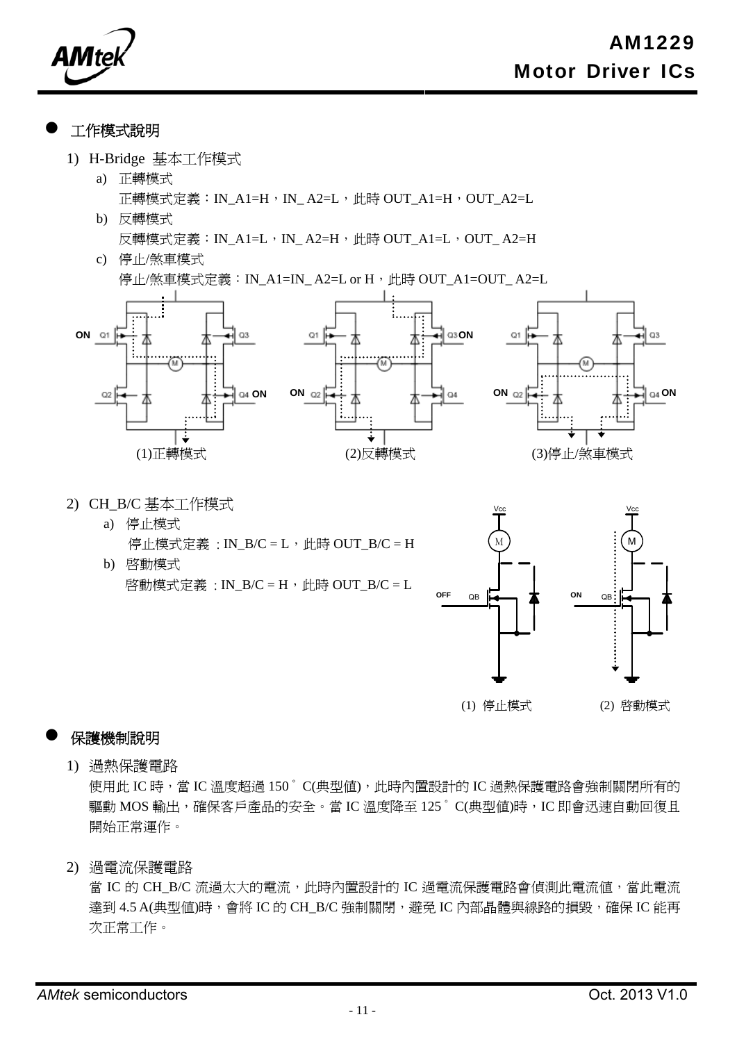## 工作模式說明

1) H-Bridge 基本工作模式

   a) 正轉模式

      正轉模式定義：IN_A1=H，IN_ A2=L，此時 OUT_A1=H，OUT_A2=L

   b) 反轉模式

      反轉模式定義：IN_A1=L，IN_ A2=H，此時 OUT_A1=L，OUT_ A2=H

   c) 停止/煞車模式

      停止/煞車模式定義：IN_A1=IN_ A2=L or H，此時 OUT_A1=OUT_ A2=L

(1)正轉模式　(2)反轉模式　(3)停止/煞車模式

2) CH_B/C 基本工作模式

   a) 停止模式

      停止模式定義 : IN_B/C = L，此時 OUT_B/C = H

   b) 啓動模式

      啓動模式定義 : IN_B/C = H，此時 OUT_B/C = L

(1) 停止模式　(2) 啓動模式

## 保護機制說明

1) 過熱保護電路

   使用此 IC 時，當 IC 溫度超過 150゜C(典型值)，此時內置設計的 IC 過熱保護電路會強制關閉所有的驅動 MOS 輸出，確保客戶產品的安全。當 IC 溫度降至 125゜C(典型值)時，IC 即會迅速自動回復且開始正常運作。

2) 過電流保護電路

   當 IC 的 CH_B/C 流過太大的電流，此時內置設計的 IC 過電流保護電路會偵測此電流值，當此電流達到 4.5 A(典型值)時，會將 IC 的 CH_B/C 強制關閉，避免 IC 內部晶體與線路的損毀，確保 IC 能再次正常工作。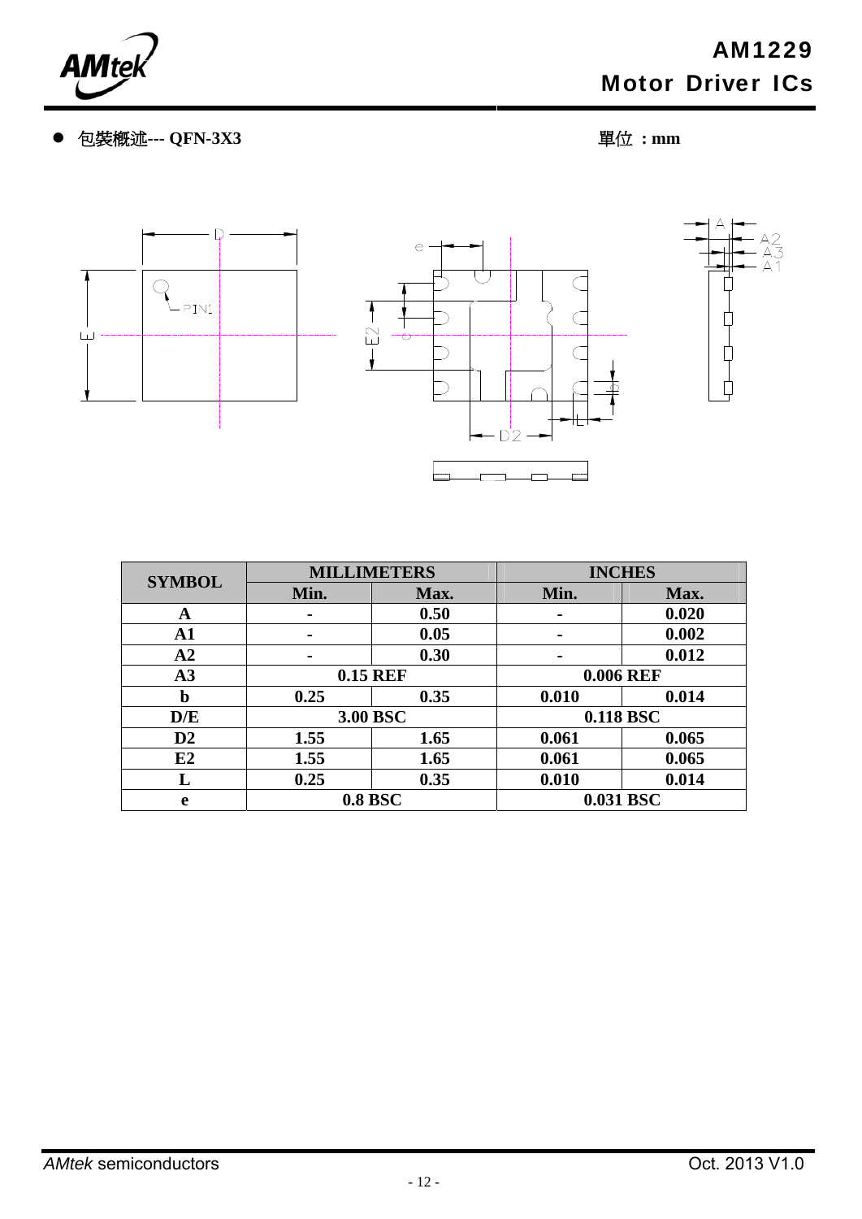- 包裝概述--- **QFN-3X3** 單位 **：mm**

| SYMBOL | MILLIMETERS | | INCHES | |
|---|---|---|---|---|
| | Min. | Max. | Min. | Max. |
| **A** | - | 0.50 | - | 0.020 |
| **A1** | - | 0.05 | - | 0.002 |
| **A2** | - | 0.30 | - | 0.012 |
| **A3** | 0.15 REF | | 0.006 REF | |
| **b** | 0.25 | 0.35 | 0.010 | 0.014 |
| **D/E** | 3.00 BSC | | 0.118 BSC | |
| **D2** | 1.55 | 1.65 | 0.061 | 0.065 |
| **E2** | 1.55 | 1.65 | 0.061 | 0.065 |
| **L** | 0.25 | 0.35 | 0.010 | 0.014 |
| **e** | 0.8 BSC | | 0.031 BSC | |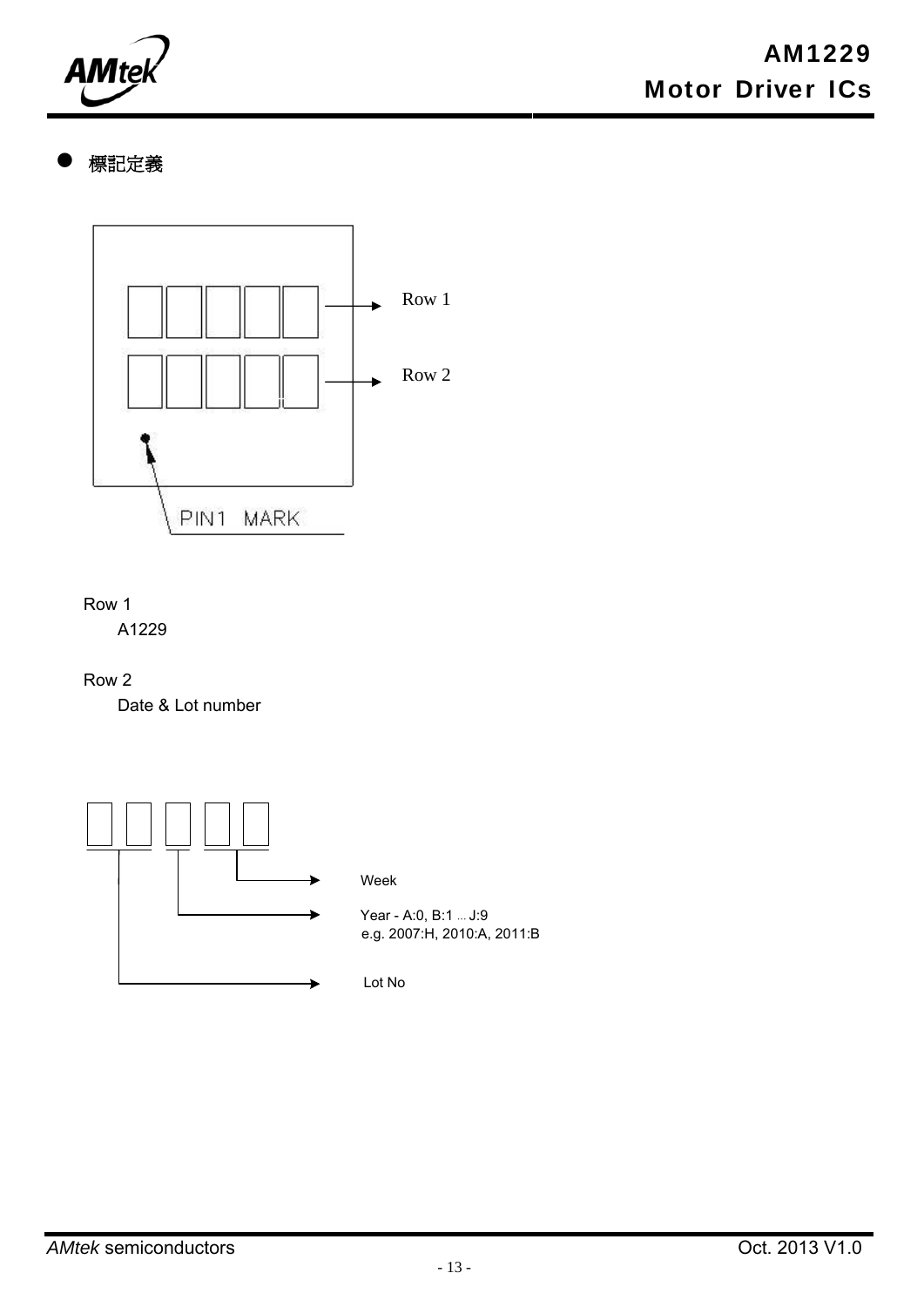## 標記定義

Row 1

Row 2

PIN1 MARK

Row 1

A1229

Row 2

Date & Lot number

Week

Year - A:0, B:1 ... J:9
e.g. 2007:H, 2010:A, 2011:B

Lot No